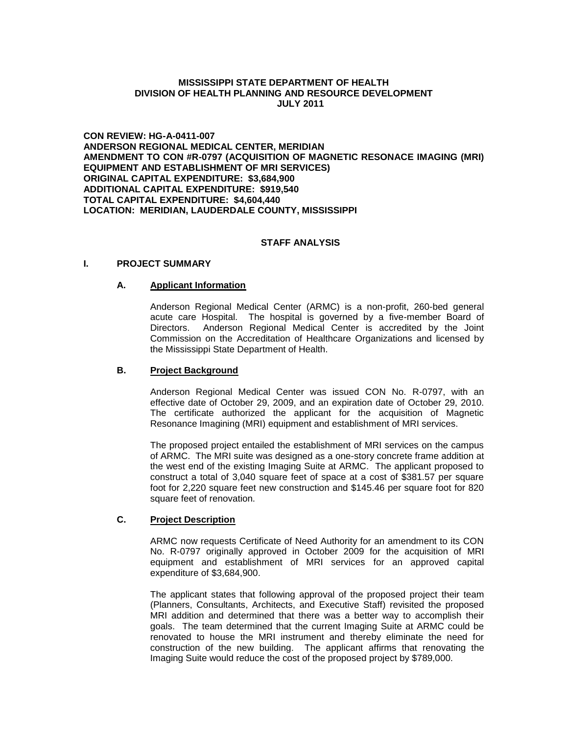**MISSISSIPPI STATE DEPARTMENT OF HEALTH**
**DIVISION OF HEALTH PLANNING AND RESOURCE DEVELOPMENT**
**JULY 2011**

**CON REVIEW: HG-A-0411-007**
**ANDERSON REGIONAL MEDICAL CENTER, MERIDIAN**
**AMENDMENT TO CON #R-0797 (ACQUISITION OF MAGNETIC RESONACE IMAGING (MRI) EQUIPMENT AND ESTABLISHMENT OF MRI SERVICES)**
**ORIGINAL CAPITAL EXPENDITURE: $3,684,900**
**ADDITIONAL CAPITAL EXPENDITURE: $919,540**
**TOTAL CAPITAL EXPENDITURE: $4,604,440**
**LOCATION: MERIDIAN, LAUDERDALE COUNTY, MISSISSIPPI**

## STAFF ANALYSIS

## I. PROJECT SUMMARY

### A. Applicant Information

Anderson Regional Medical Center (ARMC) is a non-profit, 260-bed general acute care Hospital. The hospital is governed by a five-member Board of Directors. Anderson Regional Medical Center is accredited by the Joint Commission on the Accreditation of Healthcare Organizations and licensed by the Mississippi State Department of Health.

### B. Project Background

Anderson Regional Medical Center was issued CON No. R-0797, with an effective date of October 29, 2009, and an expiration date of October 29, 2010. The certificate authorized the applicant for the acquisition of Magnetic Resonance Imagining (MRI) equipment and establishment of MRI services.

The proposed project entailed the establishment of MRI services on the campus of ARMC. The MRI suite was designed as a one-story concrete frame addition at the west end of the existing Imaging Suite at ARMC. The applicant proposed to construct a total of 3,040 square feet of space at a cost of $381.57 per square foot for 2,220 square feet new construction and $145.46 per square foot for 820 square feet of renovation.

### C. Project Description

ARMC now requests Certificate of Need Authority for an amendment to its CON No. R-0797 originally approved in October 2009 for the acquisition of MRI equipment and establishment of MRI services for an approved capital expenditure of $3,684,900.

The applicant states that following approval of the proposed project their team (Planners, Consultants, Architects, and Executive Staff) revisited the proposed MRI addition and determined that there was a better way to accomplish their goals. The team determined that the current Imaging Suite at ARMC could be renovated to house the MRI instrument and thereby eliminate the need for construction of the new building. The applicant affirms that renovating the Imaging Suite would reduce the cost of the proposed project by $789,000.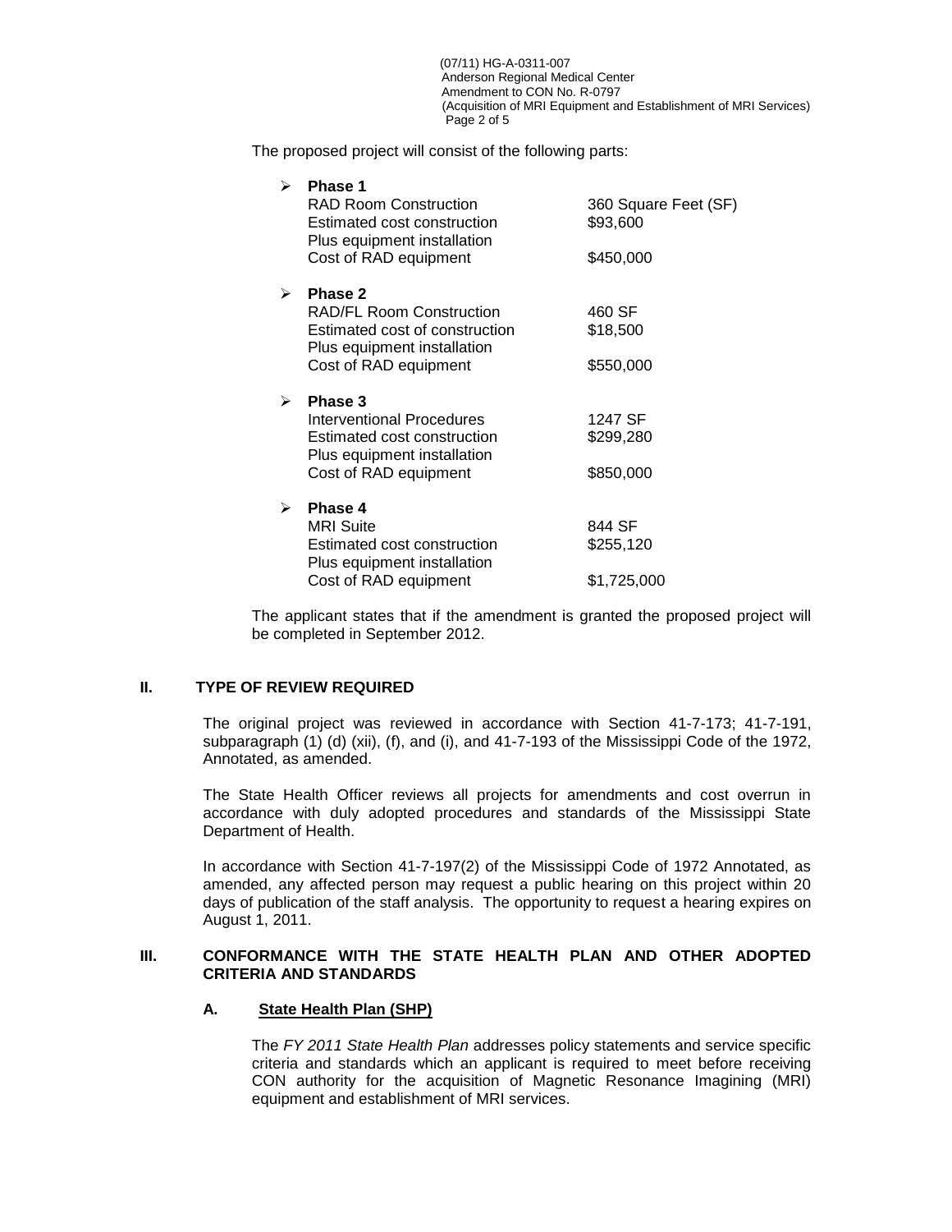The proposed project will consist of the following parts:

- **Phase 1**

| | |
|---|---|
| RAD Room Construction | 360 Square Feet (SF) |
| Estimated cost construction | $93,600 |
| Plus equipment installation | |
| Cost of RAD equipment | $450,000 |

- **Phase 2**

| | |
|---|---|
| RAD/FL Room Construction | 460 SF |
| Estimated cost of construction | $18,500 |
| Plus equipment installation | |
| Cost of RAD equipment | $550,000 |

- **Phase 3**

| | |
|---|---|
| Interventional Procedures | 1247 SF |
| Estimated cost construction | $299,280 |
| Plus equipment installation | |
| Cost of RAD equipment | $850,000 |

- **Phase 4**

| | |
|---|---|
| MRI Suite | 844 SF |
| Estimated cost construction | $255,120 |
| Plus equipment installation | |
| Cost of RAD equipment | $1,725,000 |

The applicant states that if the amendment is granted the proposed project will be completed in September 2012.

## II. TYPE OF REVIEW REQUIRED

The original project was reviewed in accordance with Section 41-7-173; 41-7-191, subparagraph (1) (d) (xii), (f), and (i), and 41-7-193 of the Mississippi Code of the 1972, Annotated, as amended.

The State Health Officer reviews all projects for amendments and cost overrun in accordance with duly adopted procedures and standards of the Mississippi State Department of Health.

In accordance with Section 41-7-197(2) of the Mississippi Code of 1972 Annotated, as amended, any affected person may request a public hearing on this project within 20 days of publication of the staff analysis. The opportunity to request a hearing expires on August 1, 2011.

## III. CONFORMANCE WITH THE STATE HEALTH PLAN AND OTHER ADOPTED CRITERIA AND STANDARDS

### A. State Health Plan (SHP)

The *FY 2011 State Health Plan* addresses policy statements and service specific criteria and standards which an applicant is required to meet before receiving CON authority for the acquisition of Magnetic Resonance Imaging (MRI) equipment and establishment of MRI services.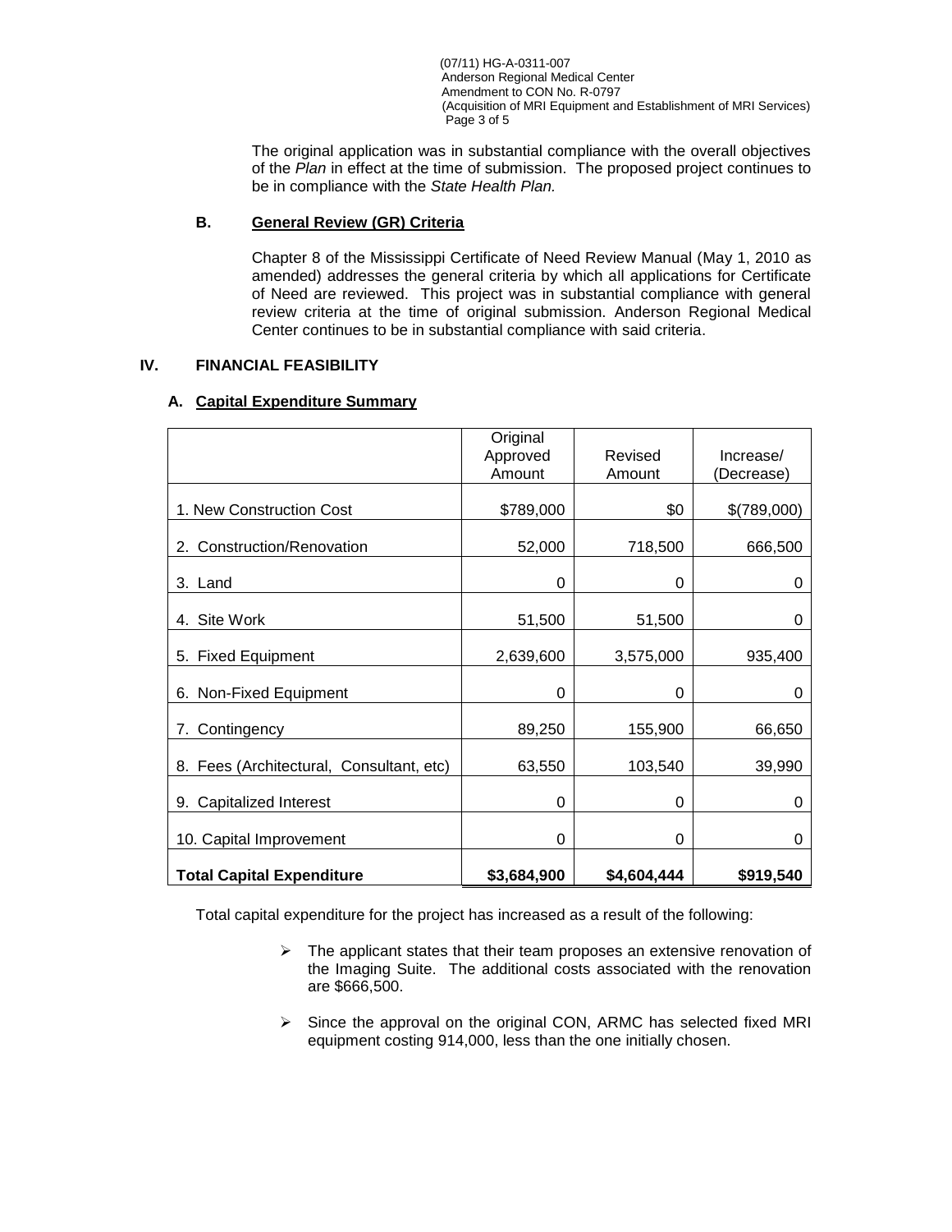The original application was in substantial compliance with the overall objectives of the *Plan* in effect at the time of submission. The proposed project continues to be in compliance with the *State Health Plan.*

### B. General Review (GR) Criteria

Chapter 8 of the Mississippi Certificate of Need Review Manual (May 1, 2010 as amended) addresses the general criteria by which all applications for Certificate of Need are reviewed. This project was in substantial compliance with general review criteria at the time of original submission. Anderson Regional Medical Center continues to be in substantial compliance with said criteria.

## IV. FINANCIAL FEASIBILITY

### A. Capital Expenditure Summary

| | Original Approved Amount | Revised Amount | Increase/ (Decrease) |
|---|---|---|---|
| 1. New Construction Cost | $789,000 | $0 | $(789,000) |
| 2. Construction/Renovation | 52,000 | 718,500 | 666,500 |
| 3. Land | 0 | 0 | 0 |
| 4. Site Work | 51,500 | 51,500 | 0 |
| 5. Fixed Equipment | 2,639,600 | 3,575,000 | 935,400 |
| 6. Non-Fixed Equipment | 0 | 0 | 0 |
| 7. Contingency | 89,250 | 155,900 | 66,650 |
| 8. Fees (Architectural, Consultant, etc) | 63,550 | 103,540 | 39,990 |
| 9. Capitalized Interest | 0 | 0 | 0 |
| 10. Capital Improvement | 0 | 0 | 0 |
| **Total Capital Expenditure** | **$3,684,900** | **$4,604,444** | **$919,540** |

Total capital expenditure for the project has increased as a result of the following:

- The applicant states that their team proposes an extensive renovation of the Imaging Suite. The additional costs associated with the renovation are $666,500.
- Since the approval on the original CON, ARMC has selected fixed MRI equipment costing 914,000, less than the one initially chosen.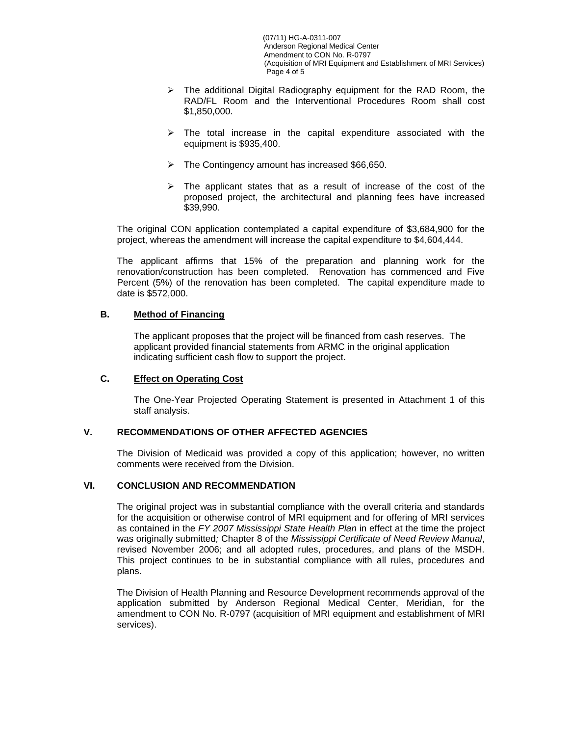- The additional Digital Radiography equipment for the RAD Room, the RAD/FL Room and the Interventional Procedures Room shall cost $1,850,000.
- The total increase in the capital expenditure associated with the equipment is $935,400.
- The Contingency amount has increased $66,650.
- The applicant states that as a result of increase of the cost of the proposed project, the architectural and planning fees have increased $39,990.

The original CON application contemplated a capital expenditure of $3,684,900 for the project, whereas the amendment will increase the capital expenditure to $4,604,444.

The applicant affirms that 15% of the preparation and planning work for the renovation/construction has been completed. Renovation has commenced and Five Percent (5%) of the renovation has been completed. The capital expenditure made to date is $572,000.

### B. Method of Financing

The applicant proposes that the project will be financed from cash reserves. The applicant provided financial statements from ARMC in the original application indicating sufficient cash flow to support the project.

### C. Effect on Operating Cost

The One-Year Projected Operating Statement is presented in Attachment 1 of this staff analysis.

## V. RECOMMENDATIONS OF OTHER AFFECTED AGENCIES

The Division of Medicaid was provided a copy of this application; however, no written comments were received from the Division.

## VI. CONCLUSION AND RECOMMENDATION

The original project was in substantial compliance with the overall criteria and standards for the acquisition or otherwise control of MRI equipment and for offering of MRI services as contained in the *FY 2007 Mississippi State Health Plan* in effect at the time the project was originally submitted*;* Chapter 8 of the *Mississippi Certificate of Need Review Manual*, revised November 2006; and all adopted rules, procedures, and plans of the MSDH. This project continues to be in substantial compliance with all rules, procedures and plans.

The Division of Health Planning and Resource Development recommends approval of the application submitted by Anderson Regional Medical Center, Meridian, for the amendment to CON No. R-0797 (acquisition of MRI equipment and establishment of MRI services).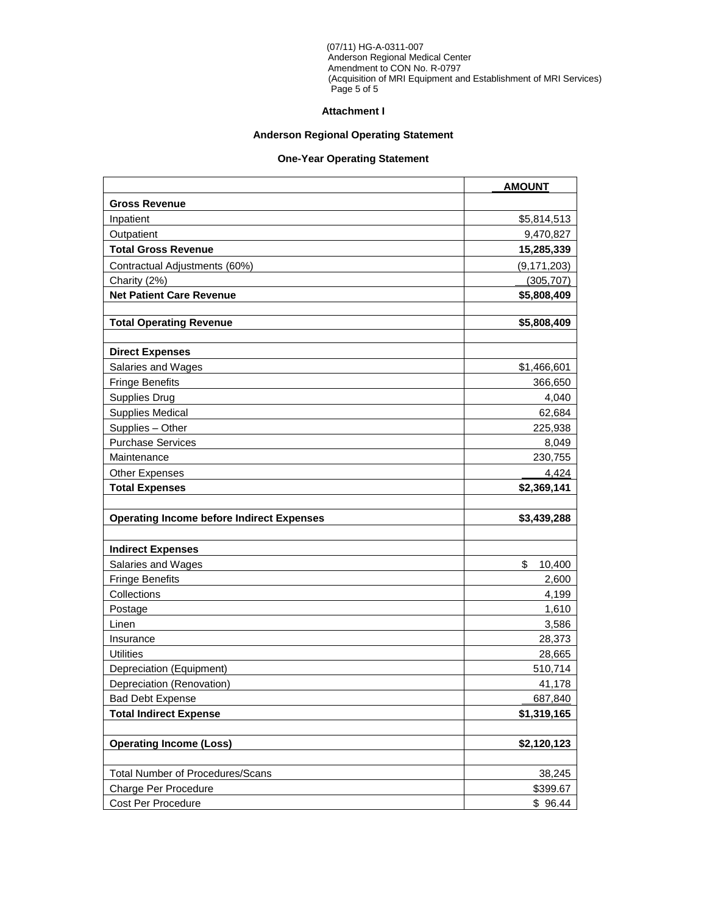(07/11) HG-A-0311-007
Anderson Regional Medical Center
Amendment to CON No. R-0797
(Acquisition of MRI Equipment and Establishment of MRI Services)

**Attachment I**

**Anderson Regional Operating Statement**

**One-Year Operating Statement**

| | **AMOUNT** |
|---|---|
| **Gross Revenue** | |
| Inpatient | $5,814,513 |
| Outpatient | 9,470,827 |
| **Total Gross Revenue** | **15,285,339** |
| Contractual Adjustments (60%) | (9,171,203) |
| Charity (2%) | (305,707) |
| **Net Patient Care Revenue** | **$5,808,409** |
| | |
| **Total Operating Revenue** | **$5,808,409** |
| | |
| **Direct Expenses** | |
| Salaries and Wages | $1,466,601 |
| Fringe Benefits | 366,650 |
| Supplies Drug | 4,040 |
| Supplies Medical | 62,684 |
| Supplies – Other | 225,938 |
| Purchase Services | 8,049 |
| Maintenance | 230,755 |
| Other Expenses | 4,424 |
| **Total Expenses** | **$2,369,141** |
| | |
| **Operating Income before Indirect Expenses** | **$3,439,288** |
| | |
| **Indirect Expenses** | |
| Salaries and Wages | $ 10,400 |
| Fringe Benefits | 2,600 |
| Collections | 4,199 |
| Postage | 1,610 |
| Linen | 3,586 |
| Insurance | 28,373 |
| Utilities | 28,665 |
| Depreciation (Equipment) | 510,714 |
| Depreciation (Renovation) | 41,178 |
| Bad Debt Expense | 687,840 |
| **Total Indirect Expense** | **$1,319,165** |
| | |
| **Operating Income (Loss)** | **$2,120,123** |
| | |
| Total Number of Procedures/Scans | 38,245 |
| Charge Per Procedure | $399.67 |
| Cost Per Procedure | $ 96.44 |